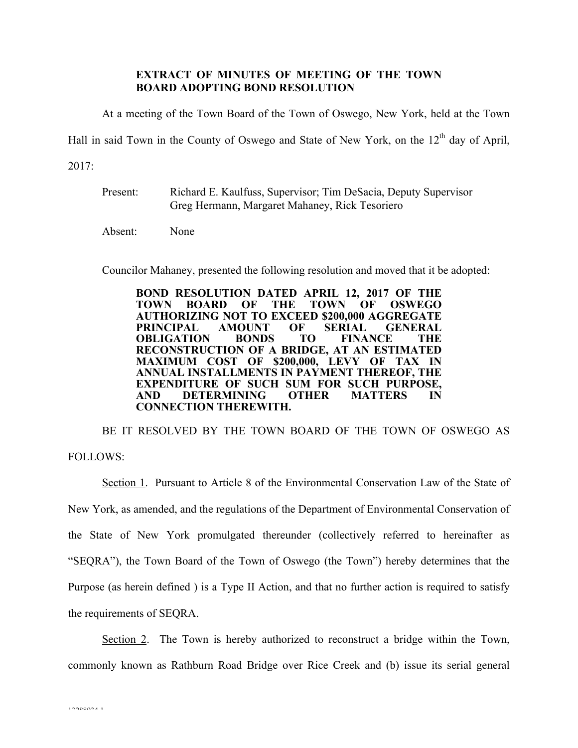**EXTRACT OF MINUTES OF MEETING OF THE TOWN BOARD ADOPTING BOND RESOLUTION**

At a meeting of the Town Board of the Town of Oswego, New York, held at the Town Hall in said Town in the County of Oswego and State of New York, on the 12th day of April, 2017:

Present: Richard E. Kaulfuss, Supervisor; Tim DeSacia, Deputy Supervisor Greg Hermann, Margaret Mahaney, Rick Tesoriero

Absent: None

Councilor Mahaney, presented the following resolution and moved that it be adopted:

**BOND RESOLUTION DATED APRIL 12, 2017 OF THE TOWN BOARD OF THE TOWN OF OSWEGO AUTHORIZING NOT TO EXCEED $200,000 AGGREGATE PRINCIPAL AMOUNT OF SERIAL GENERAL OBLIGATION BONDS TO FINANCE THE RECONSTRUCTION OF A BRIDGE, AT AN ESTIMATED MAXIMUM COST OF $200,000, LEVY OF TAX IN ANNUAL INSTALLMENTS IN PAYMENT THEREOF, THE EXPENDITURE OF SUCH SUM FOR SUCH PURPOSE, AND DETERMINING OTHER MATTERS IN CONNECTION THEREWITH.**

BE IT RESOLVED BY THE TOWN BOARD OF THE TOWN OF OSWEGO AS FOLLOWS:

Section 1. Pursuant to Article 8 of the Environmental Conservation Law of the State of New York, as amended, and the regulations of the Department of Environmental Conservation of the State of New York promulgated thereunder (collectively referred to hereinafter as "SEQRA"), the Town Board of the Town of Oswego (the Town") hereby determines that the Purpose (as herein defined ) is a Type II Action, and that no further action is required to satisfy the requirements of SEQRA.

Section 2. The Town is hereby authorized to reconstruct a bridge within the Town, commonly known as Rathburn Road Bridge over Rice Creek and (b) issue its serial general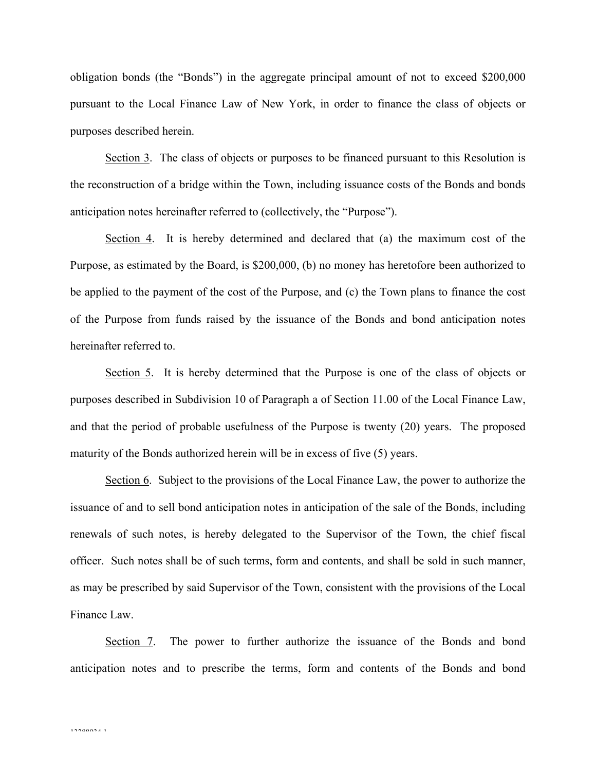obligation bonds (the "Bonds") in the aggregate principal amount of not to exceed $200,000 pursuant to the Local Finance Law of New York, in order to finance the class of objects or purposes described herein.

Section 3. The class of objects or purposes to be financed pursuant to this Resolution is the reconstruction of a bridge within the Town, including issuance costs of the Bonds and bonds anticipation notes hereinafter referred to (collectively, the "Purpose").

Section 4. It is hereby determined and declared that (a) the maximum cost of the Purpose, as estimated by the Board, is $200,000, (b) no money has heretofore been authorized to be applied to the payment of the cost of the Purpose, and (c) the Town plans to finance the cost of the Purpose from funds raised by the issuance of the Bonds and bond anticipation notes hereinafter referred to.

Section 5. It is hereby determined that the Purpose is one of the class of objects or purposes described in Subdivision 10 of Paragraph a of Section 11.00 of the Local Finance Law, and that the period of probable usefulness of the Purpose is twenty (20) years. The proposed maturity of the Bonds authorized herein will be in excess of five (5) years.

Section 6. Subject to the provisions of the Local Finance Law, the power to authorize the issuance of and to sell bond anticipation notes in anticipation of the sale of the Bonds, including renewals of such notes, is hereby delegated to the Supervisor of the Town, the chief fiscal officer. Such notes shall be of such terms, form and contents, and shall be sold in such manner, as may be prescribed by said Supervisor of the Town, consistent with the provisions of the Local Finance Law.

Section 7. The power to further authorize the issuance of the Bonds and bond anticipation notes and to prescribe the terms, form and contents of the Bonds and bond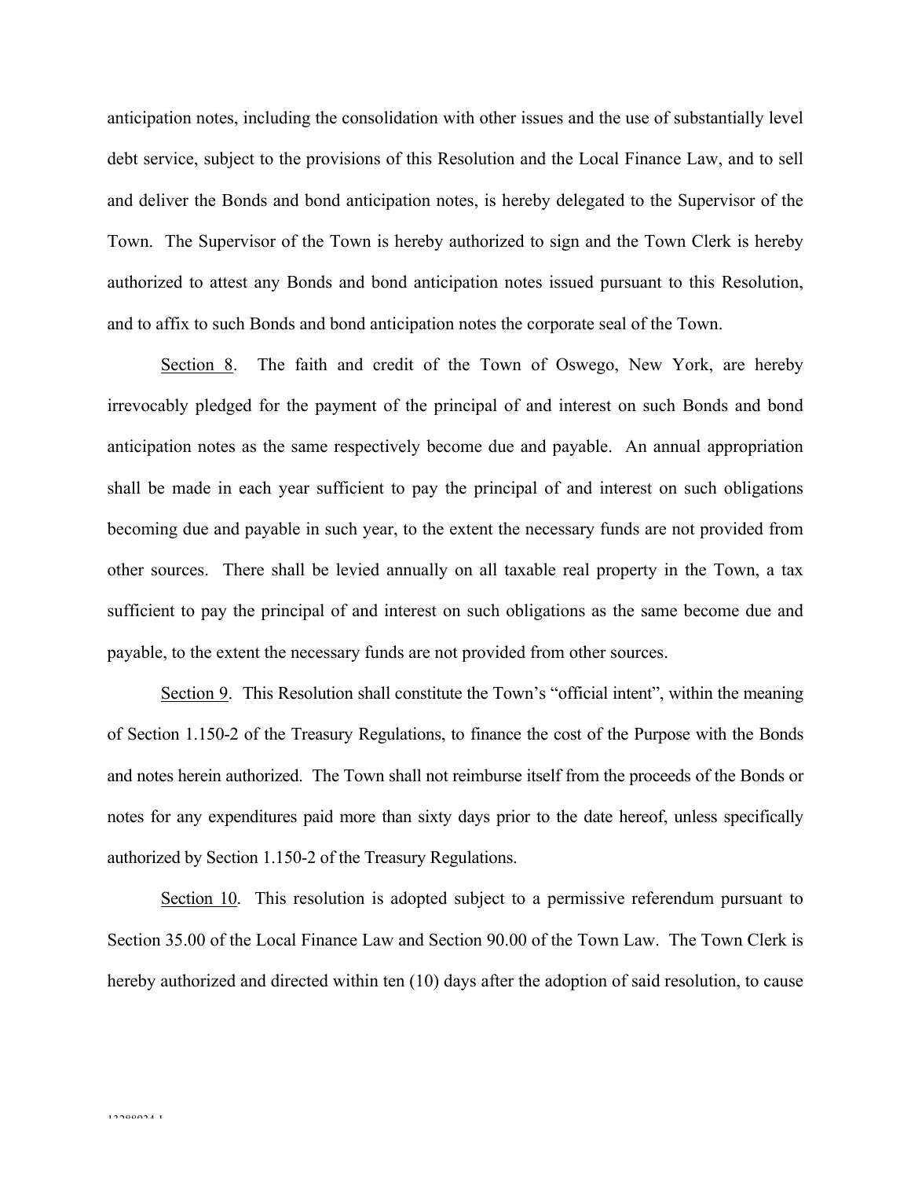anticipation notes, including the consolidation with other issues and the use of substantially level debt service, subject to the provisions of this Resolution and the Local Finance Law, and to sell and deliver the Bonds and bond anticipation notes, is hereby delegated to the Supervisor of the Town. The Supervisor of the Town is hereby authorized to sign and the Town Clerk is hereby authorized to attest any Bonds and bond anticipation notes issued pursuant to this Resolution, and to affix to such Bonds and bond anticipation notes the corporate seal of the Town.

Section 8. The faith and credit of the Town of Oswego, New York, are hereby irrevocably pledged for the payment of the principal of and interest on such Bonds and bond anticipation notes as the same respectively become due and payable. An annual appropriation shall be made in each year sufficient to pay the principal of and interest on such obligations becoming due and payable in such year, to the extent the necessary funds are not provided from other sources. There shall be levied annually on all taxable real property in the Town, a tax sufficient to pay the principal of and interest on such obligations as the same become due and payable, to the extent the necessary funds are not provided from other sources.

Section 9. This Resolution shall constitute the Town's "official intent", within the meaning of Section 1.150-2 of the Treasury Regulations, to finance the cost of the Purpose with the Bonds and notes herein authorized. The Town shall not reimburse itself from the proceeds of the Bonds or notes for any expenditures paid more than sixty days prior to the date hereof, unless specifically authorized by Section 1.150-2 of the Treasury Regulations.

Section 10. This resolution is adopted subject to a permissive referendum pursuant to Section 35.00 of the Local Finance Law and Section 90.00 of the Town Law. The Town Clerk is hereby authorized and directed within ten (10) days after the adoption of said resolution, to cause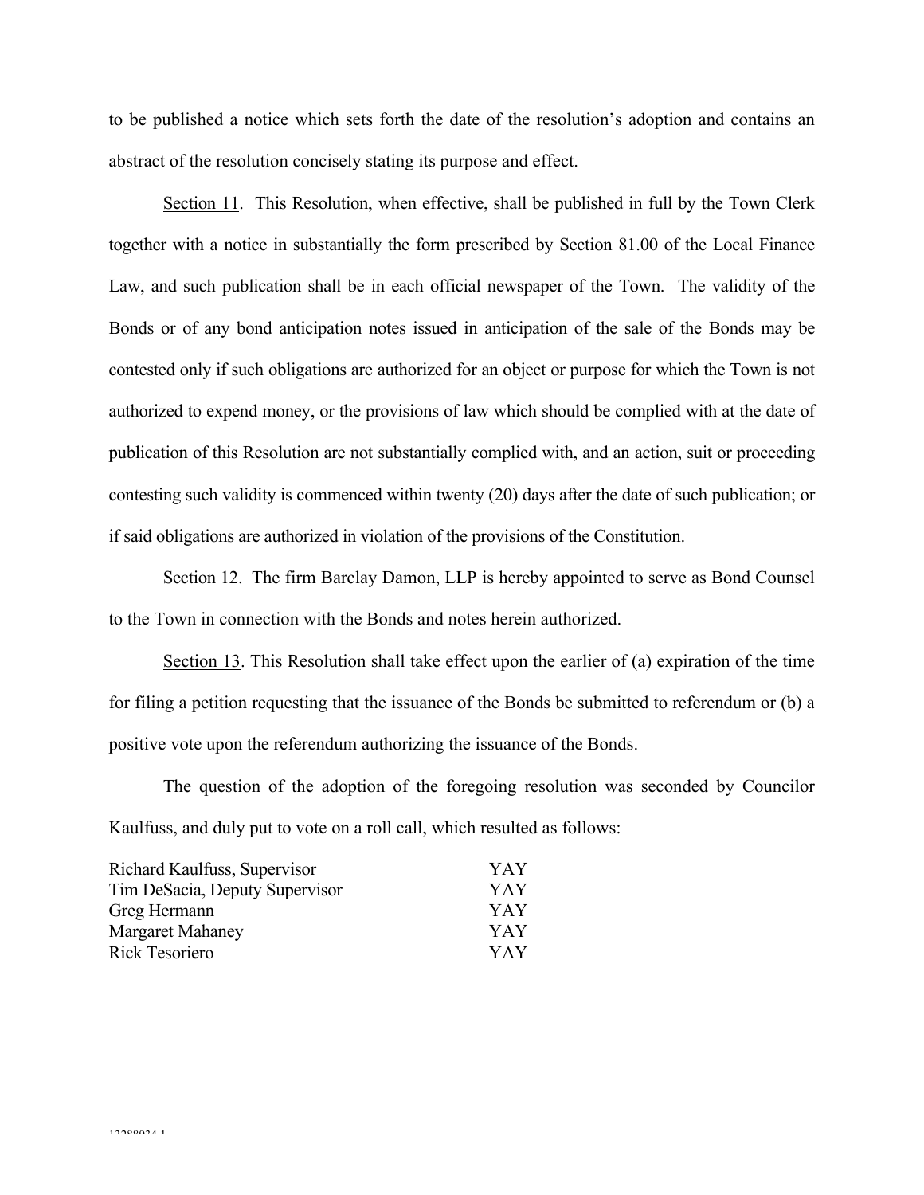to be published a notice which sets forth the date of the resolution's adoption and contains an abstract of the resolution concisely stating its purpose and effect.

Section 11. This Resolution, when effective, shall be published in full by the Town Clerk together with a notice in substantially the form prescribed by Section 81.00 of the Local Finance Law, and such publication shall be in each official newspaper of the Town. The validity of the Bonds or of any bond anticipation notes issued in anticipation of the sale of the Bonds may be contested only if such obligations are authorized for an object or purpose for which the Town is not authorized to expend money, or the provisions of law which should be complied with at the date of publication of this Resolution are not substantially complied with, and an action, suit or proceeding contesting such validity is commenced within twenty (20) days after the date of such publication; or if said obligations are authorized in violation of the provisions of the Constitution.

Section 12. The firm Barclay Damon, LLP is hereby appointed to serve as Bond Counsel to the Town in connection with the Bonds and notes herein authorized.

Section 13. This Resolution shall take effect upon the earlier of (a) expiration of the time for filing a petition requesting that the issuance of the Bonds be submitted to referendum or (b) a positive vote upon the referendum authorizing the issuance of the Bonds.

The question of the adoption of the foregoing resolution was seconded by Councilor Kaulfuss, and duly put to vote on a roll call, which resulted as follows:

| | |
|---|---|
| Richard Kaulfuss, Supervisor | YAY |
| Tim DeSacia, Deputy Supervisor | YAY |
| Greg Hermann | YAY |
| Margaret Mahaney | YAY |
| Rick Tesoriero | YAY |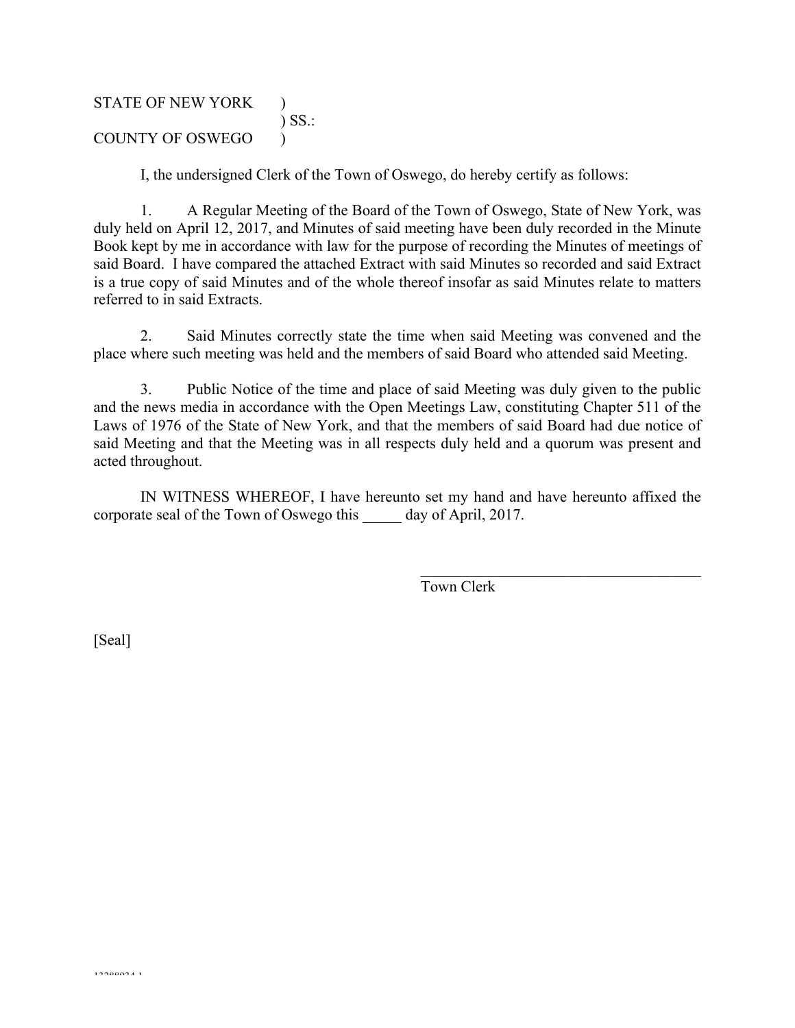STATE OF NEW YORK )
) SS.:
COUNTY OF OSWEGO )

I, the undersigned Clerk of the Town of Oswego, do hereby certify as follows:

1. A Regular Meeting of the Board of the Town of Oswego, State of New York, was duly held on April 12, 2017, and Minutes of said meeting have been duly recorded in the Minute Book kept by me in accordance with law for the purpose of recording the Minutes of meetings of said Board. I have compared the attached Extract with said Minutes so recorded and said Extract is a true copy of said Minutes and of the whole thereof insofar as said Minutes relate to matters referred to in said Extracts.

2. Said Minutes correctly state the time when said Meeting was convened and the place where such meeting was held and the members of said Board who attended said Meeting.

3. Public Notice of the time and place of said Meeting was duly given to the public and the news media in accordance with the Open Meetings Law, constituting Chapter 511 of the Laws of 1976 of the State of New York, and that the members of said Board had due notice of said Meeting and that the Meeting was in all respects duly held and a quorum was present and acted throughout.

IN WITNESS WHEREOF, I have hereunto set my hand and have hereunto affixed the corporate seal of the Town of Oswego this _____ day of April, 2017.

_____________________________________
Town Clerk

[Seal]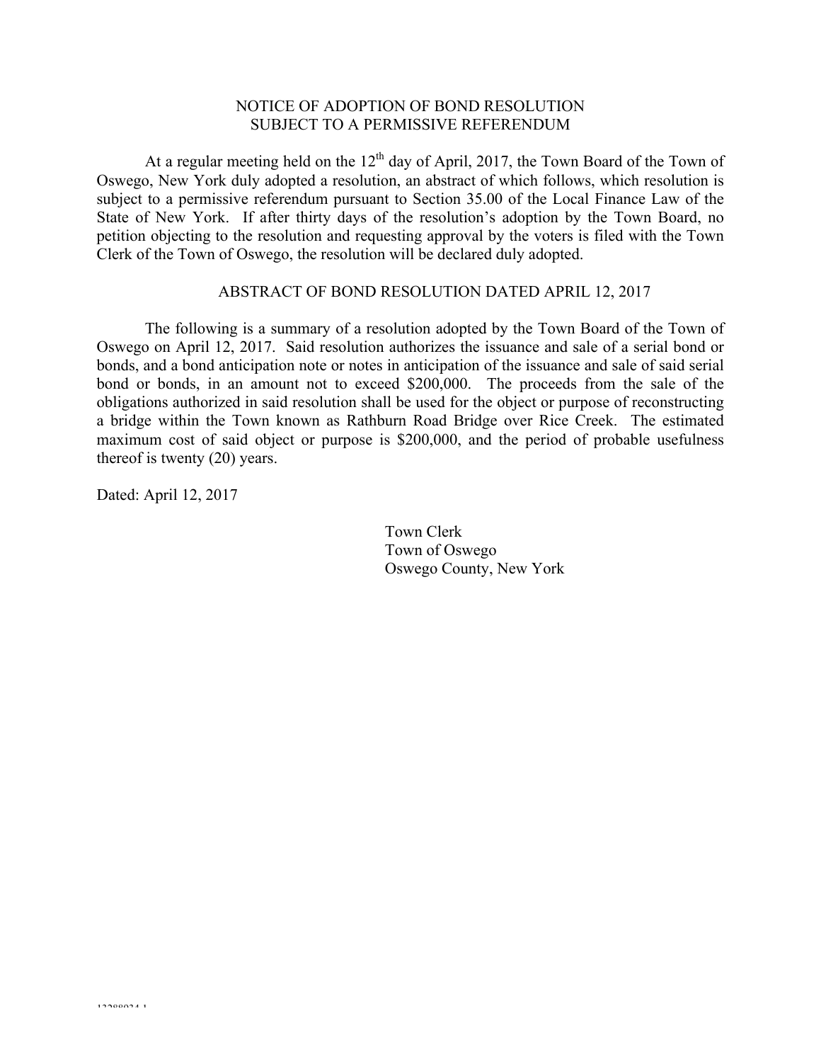# NOTICE OF ADOPTION OF BOND RESOLUTION SUBJECT TO A PERMISSIVE REFERENDUM

At a regular meeting held on the 12th day of April, 2017, the Town Board of the Town of Oswego, New York duly adopted a resolution, an abstract of which follows, which resolution is subject to a permissive referendum pursuant to Section 35.00 of the Local Finance Law of the State of New York. If after thirty days of the resolution's adoption by the Town Board, no petition objecting to the resolution and requesting approval by the voters is filed with the Town Clerk of the Town of Oswego, the resolution will be declared duly adopted.

## ABSTRACT OF BOND RESOLUTION DATED APRIL 12, 2017

The following is a summary of a resolution adopted by the Town Board of the Town of Oswego on April 12, 2017. Said resolution authorizes the issuance and sale of a serial bond or bonds, and a bond anticipation note or notes in anticipation of the issuance and sale of said serial bond or bonds, in an amount not to exceed $200,000. The proceeds from the sale of the obligations authorized in said resolution shall be used for the object or purpose of reconstructing a bridge within the Town known as Rathburn Road Bridge over Rice Creek. The estimated maximum cost of said object or purpose is $200,000, and the period of probable usefulness thereof is twenty (20) years.

Dated: April 12, 2017

Town Clerk
Town of Oswego
Oswego County, New York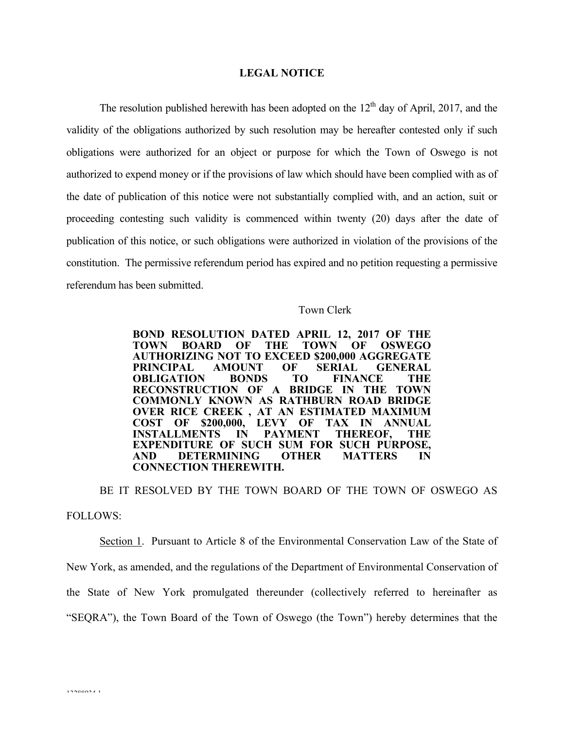# LEGAL NOTICE

The resolution published herewith has been adopted on the 12th day of April, 2017, and the validity of the obligations authorized by such resolution may be hereafter contested only if such obligations were authorized for an object or purpose for which the Town of Oswego is not authorized to expend money or if the provisions of law which should have been complied with as of the date of publication of this notice were not substantially complied with, and an action, suit or proceeding contesting such validity is commenced within twenty (20) days after the date of publication of this notice, or such obligations were authorized in violation of the provisions of the constitution. The permissive referendum period has expired and no petition requesting a permissive referendum has been submitted.

Town Clerk

**BOND RESOLUTION DATED APRIL 12, 2017 OF THE TOWN BOARD OF THE TOWN OF OSWEGO AUTHORIZING NOT TO EXCEED $200,000 AGGREGATE PRINCIPAL AMOUNT OF SERIAL GENERAL OBLIGATION BONDS TO FINANCE THE RECONSTRUCTION OF A BRIDGE IN THE TOWN COMMONLY KNOWN AS RATHBURN ROAD BRIDGE OVER RICE CREEK , AT AN ESTIMATED MAXIMUM COST OF $200,000, LEVY OF TAX IN ANNUAL INSTALLMENTS IN PAYMENT THEREOF, THE EXPENDITURE OF SUCH SUM FOR SUCH PURPOSE, AND DETERMINING OTHER MATTERS IN CONNECTION THEREWITH.**

BE IT RESOLVED BY THE TOWN BOARD OF THE TOWN OF OSWEGO AS FOLLOWS:

Section 1. Pursuant to Article 8 of the Environmental Conservation Law of the State of New York, as amended, and the regulations of the Department of Environmental Conservation of the State of New York promulgated thereunder (collectively referred to hereinafter as "SEQRA"), the Town Board of the Town of Oswego (the Town") hereby determines that the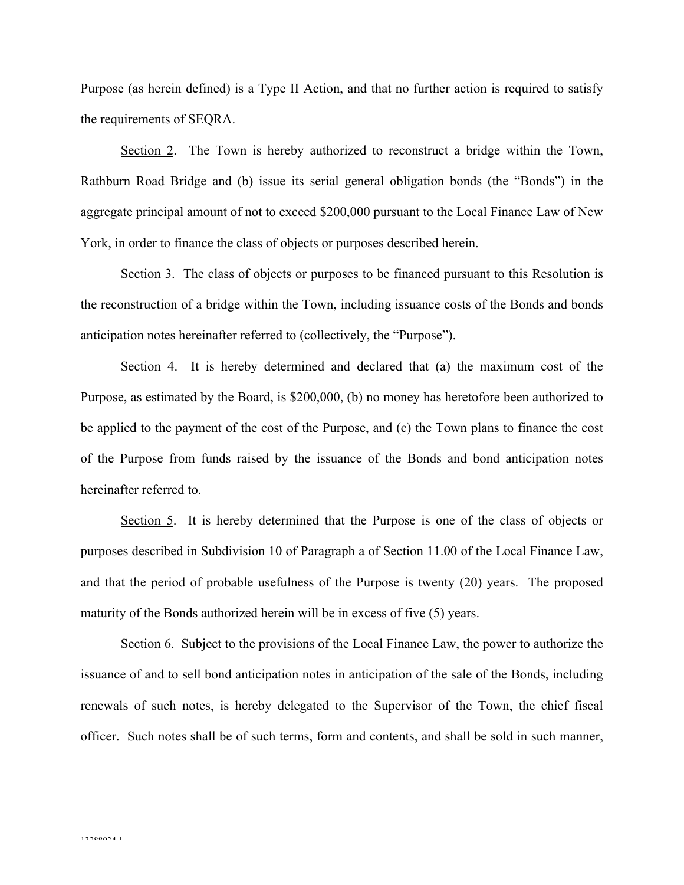Purpose (as herein defined) is a Type II Action, and that no further action is required to satisfy the requirements of SEQRA.

Section 2. The Town is hereby authorized to reconstruct a bridge within the Town, Rathburn Road Bridge and (b) issue its serial general obligation bonds (the "Bonds") in the aggregate principal amount of not to exceed $200,000 pursuant to the Local Finance Law of New York, in order to finance the class of objects or purposes described herein.

Section 3. The class of objects or purposes to be financed pursuant to this Resolution is the reconstruction of a bridge within the Town, including issuance costs of the Bonds and bonds anticipation notes hereinafter referred to (collectively, the "Purpose").

Section 4. It is hereby determined and declared that (a) the maximum cost of the Purpose, as estimated by the Board, is $200,000, (b) no money has heretofore been authorized to be applied to the payment of the cost of the Purpose, and (c) the Town plans to finance the cost of the Purpose from funds raised by the issuance of the Bonds and bond anticipation notes hereinafter referred to.

Section 5. It is hereby determined that the Purpose is one of the class of objects or purposes described in Subdivision 10 of Paragraph a of Section 11.00 of the Local Finance Law, and that the period of probable usefulness of the Purpose is twenty (20) years. The proposed maturity of the Bonds authorized herein will be in excess of five (5) years.

Section 6. Subject to the provisions of the Local Finance Law, the power to authorize the issuance of and to sell bond anticipation notes in anticipation of the sale of the Bonds, including renewals of such notes, is hereby delegated to the Supervisor of the Town, the chief fiscal officer. Such notes shall be of such terms, form and contents, and shall be sold in such manner,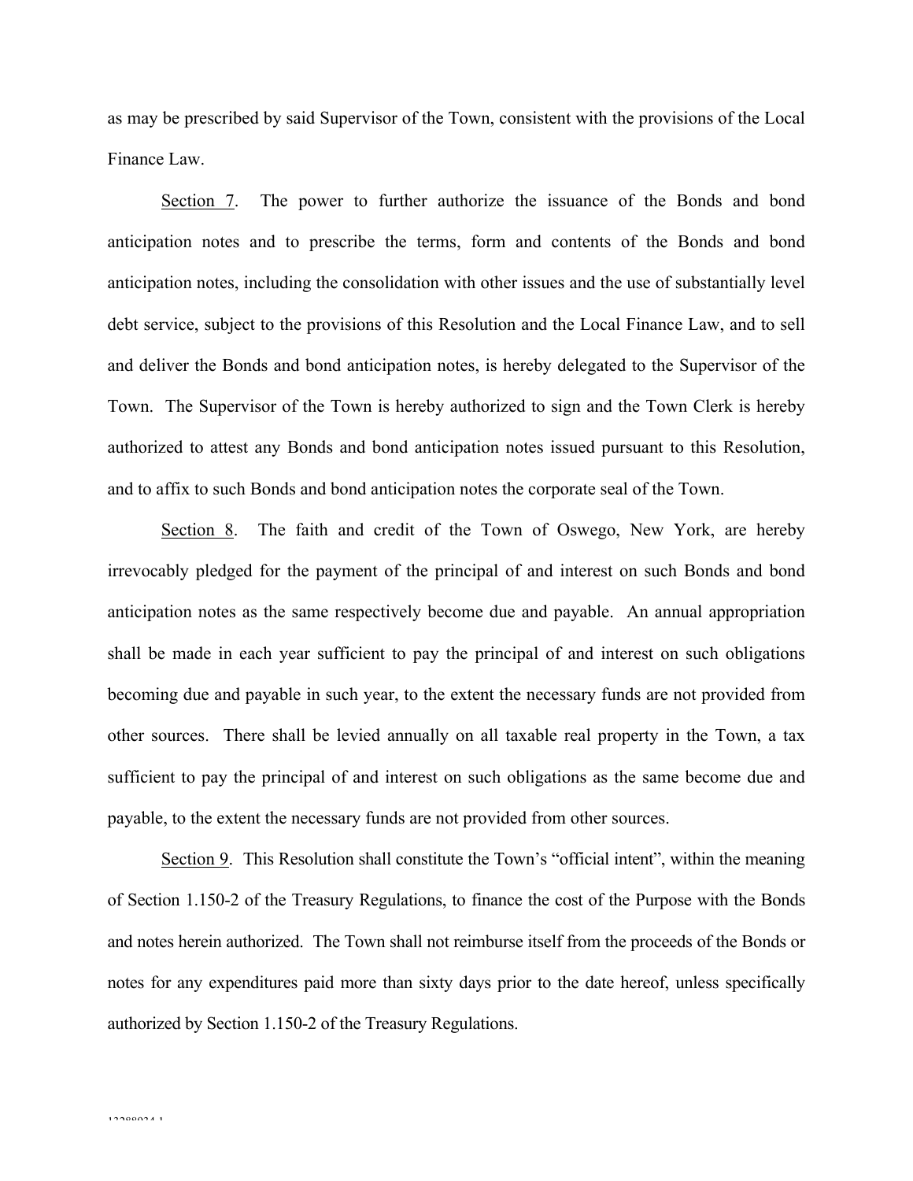as may be prescribed by said Supervisor of the Town, consistent with the provisions of the Local Finance Law.

Section 7. The power to further authorize the issuance of the Bonds and bond anticipation notes and to prescribe the terms, form and contents of the Bonds and bond anticipation notes, including the consolidation with other issues and the use of substantially level debt service, subject to the provisions of this Resolution and the Local Finance Law, and to sell and deliver the Bonds and bond anticipation notes, is hereby delegated to the Supervisor of the Town. The Supervisor of the Town is hereby authorized to sign and the Town Clerk is hereby authorized to attest any Bonds and bond anticipation notes issued pursuant to this Resolution, and to affix to such Bonds and bond anticipation notes the corporate seal of the Town.

Section 8. The faith and credit of the Town of Oswego, New York, are hereby irrevocably pledged for the payment of the principal of and interest on such Bonds and bond anticipation notes as the same respectively become due and payable. An annual appropriation shall be made in each year sufficient to pay the principal of and interest on such obligations becoming due and payable in such year, to the extent the necessary funds are not provided from other sources. There shall be levied annually on all taxable real property in the Town, a tax sufficient to pay the principal of and interest on such obligations as the same become due and payable, to the extent the necessary funds are not provided from other sources.

Section 9. This Resolution shall constitute the Town's "official intent", within the meaning of Section 1.150-2 of the Treasury Regulations, to finance the cost of the Purpose with the Bonds and notes herein authorized. The Town shall not reimburse itself from the proceeds of the Bonds or notes for any expenditures paid more than sixty days prior to the date hereof, unless specifically authorized by Section 1.150-2 of the Treasury Regulations.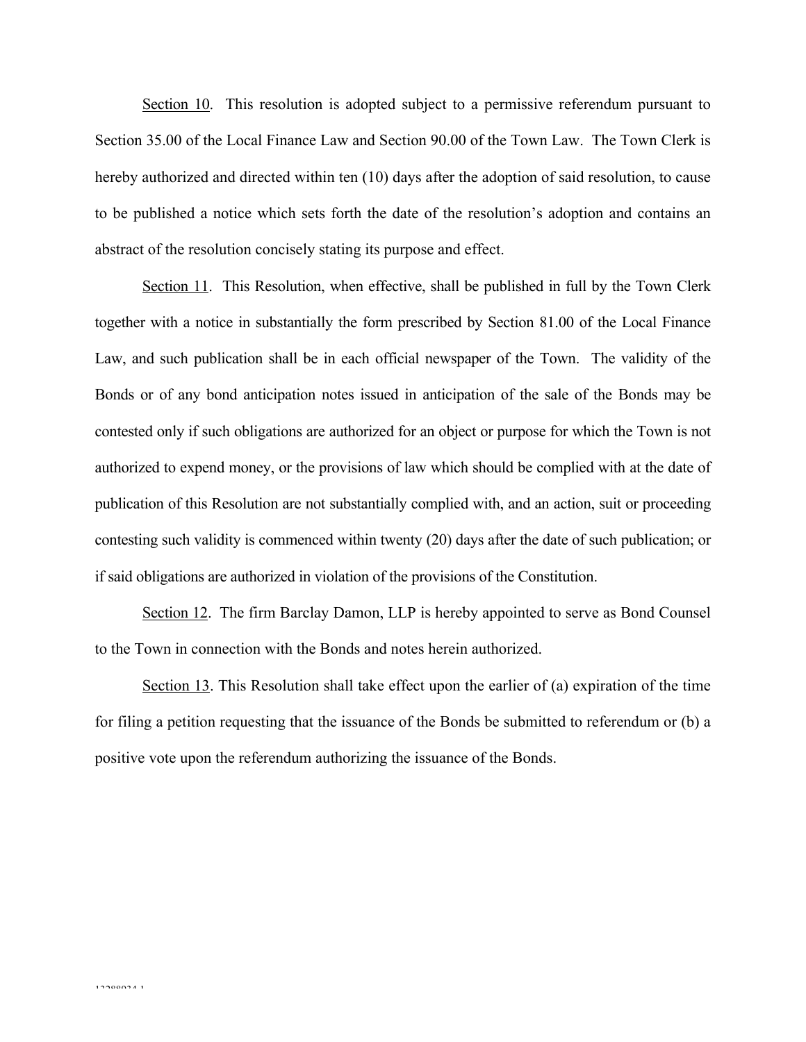Section 10. This resolution is adopted subject to a permissive referendum pursuant to Section 35.00 of the Local Finance Law and Section 90.00 of the Town Law. The Town Clerk is hereby authorized and directed within ten (10) days after the adoption of said resolution, to cause to be published a notice which sets forth the date of the resolution's adoption and contains an abstract of the resolution concisely stating its purpose and effect.

Section 11. This Resolution, when effective, shall be published in full by the Town Clerk together with a notice in substantially the form prescribed by Section 81.00 of the Local Finance Law, and such publication shall be in each official newspaper of the Town. The validity of the Bonds or of any bond anticipation notes issued in anticipation of the sale of the Bonds may be contested only if such obligations are authorized for an object or purpose for which the Town is not authorized to expend money, or the provisions of law which should be complied with at the date of publication of this Resolution are not substantially complied with, and an action, suit or proceeding contesting such validity is commenced within twenty (20) days after the date of such publication; or if said obligations are authorized in violation of the provisions of the Constitution.

Section 12. The firm Barclay Damon, LLP is hereby appointed to serve as Bond Counsel to the Town in connection with the Bonds and notes herein authorized.

Section 13. This Resolution shall take effect upon the earlier of (a) expiration of the time for filing a petition requesting that the issuance of the Bonds be submitted to referendum or (b) a positive vote upon the referendum authorizing the issuance of the Bonds.